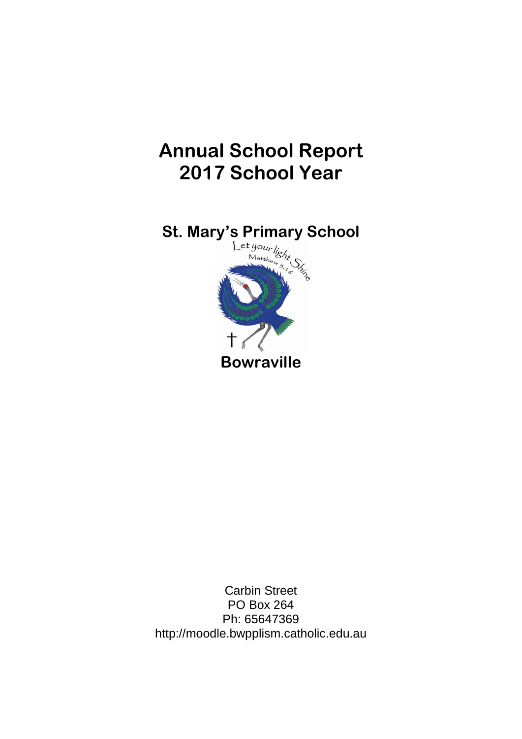# Annual School Report
# 2017 School Year

## St. Mary's Primary School

Let your light Shine
Matthew 5:16

**Bowraville**

Carbin Street
PO Box 264
Ph: 65647369
http://moodle.bwpplism.catholic.edu.au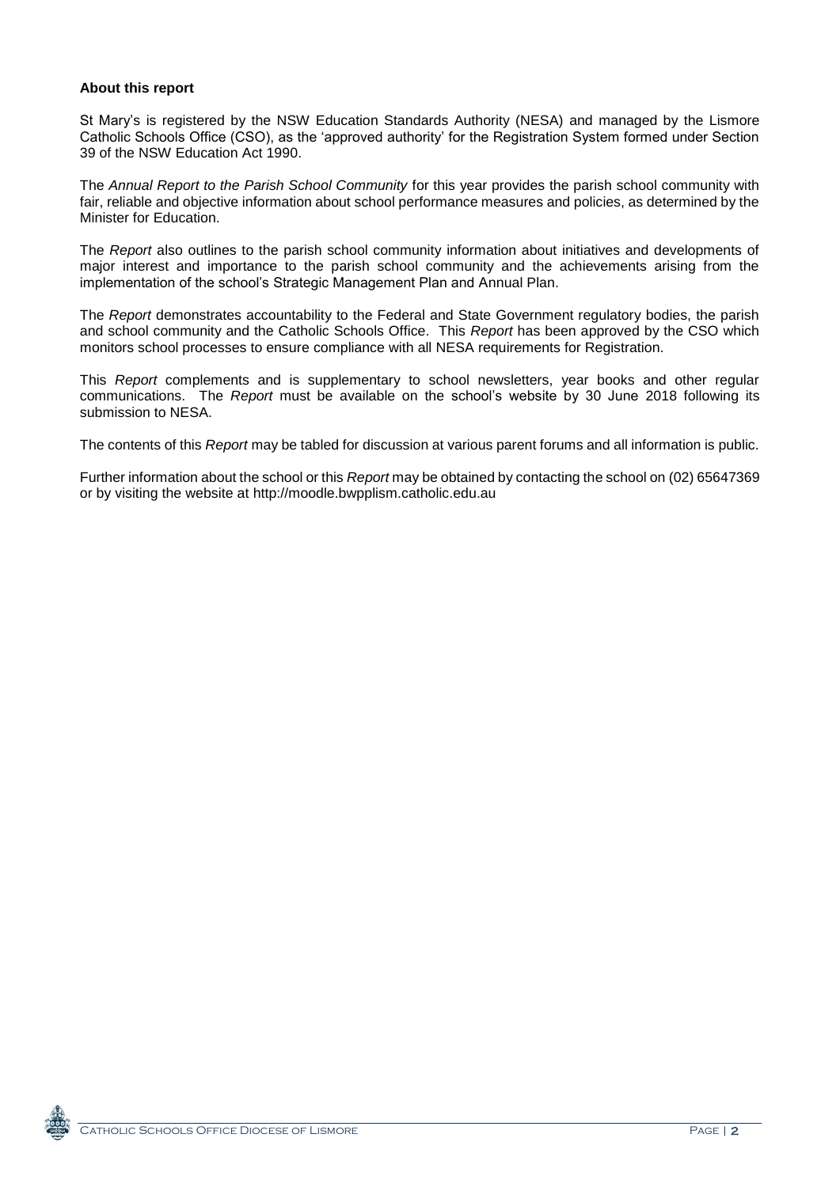**About this report**

St Mary's is registered by the NSW Education Standards Authority (NESA) and managed by the Lismore Catholic Schools Office (CSO), as the 'approved authority' for the Registration System formed under Section 39 of the NSW Education Act 1990.

The *Annual Report to the Parish School Community* for this year provides the parish school community with fair, reliable and objective information about school performance measures and policies, as determined by the Minister for Education.

The *Report* also outlines to the parish school community information about initiatives and developments of major interest and importance to the parish school community and the achievements arising from the implementation of the school's Strategic Management Plan and Annual Plan.

The *Report* demonstrates accountability to the Federal and State Government regulatory bodies, the parish and school community and the Catholic Schools Office. This *Report* has been approved by the CSO which monitors school processes to ensure compliance with all NESA requirements for Registration.

This *Report* complements and is supplementary to school newsletters, year books and other regular communications. The *Report* must be available on the school's website by 30 June 2018 following its submission to NESA.

The contents of this *Report* may be tabled for discussion at various parent forums and all information is public.

Further information about the school or this *Report* may be obtained by contacting the school on (02) 65647369 or by visiting the website at http://moodle.bwpplism.catholic.edu.au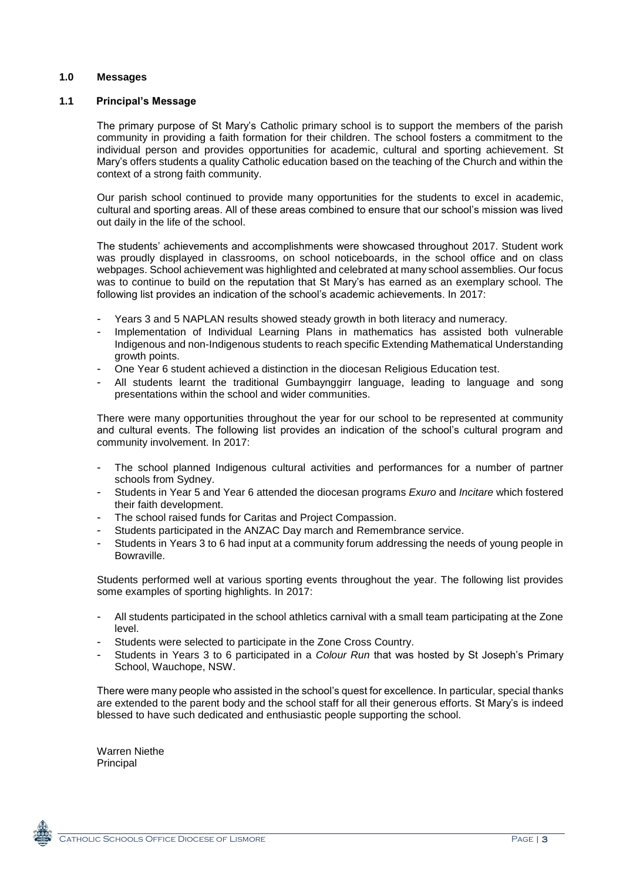# 1.0 Messages

## 1.1 Principal's Message

The primary purpose of St Mary's Catholic primary school is to support the members of the parish community in providing a faith formation for their children. The school fosters a commitment to the individual person and provides opportunities for academic, cultural and sporting achievement. St Mary's offers students a quality Catholic education based on the teaching of the Church and within the context of a strong faith community.

Our parish school continued to provide many opportunities for the students to excel in academic, cultural and sporting areas. All of these areas combined to ensure that our school's mission was lived out daily in the life of the school.

The students' achievements and accomplishments were showcased throughout 2017. Student work was proudly displayed in classrooms, on school noticeboards, in the school office and on class webpages. School achievement was highlighted and celebrated at many school assemblies. Our focus was to continue to build on the reputation that St Mary's has earned as an exemplary school. The following list provides an indication of the school's academic achievements. In 2017:

- Years 3 and 5 NAPLAN results showed steady growth in both literacy and numeracy.
- Implementation of Individual Learning Plans in mathematics has assisted both vulnerable Indigenous and non-Indigenous students to reach specific Extending Mathematical Understanding growth points.
- One Year 6 student achieved a distinction in the diocesan Religious Education test.
- All students learnt the traditional Gumbaynggirr language, leading to language and song presentations within the school and wider communities.

There were many opportunities throughout the year for our school to be represented at community and cultural events. The following list provides an indication of the school's cultural program and community involvement. In 2017:

- The school planned Indigenous cultural activities and performances for a number of partner schools from Sydney.
- Students in Year 5 and Year 6 attended the diocesan programs *Exuro* and *Incitare* which fostered their faith development.
- The school raised funds for Caritas and Project Compassion.
- Students participated in the ANZAC Day march and Remembrance service.
- Students in Years 3 to 6 had input at a community forum addressing the needs of young people in Bowraville.

Students performed well at various sporting events throughout the year. The following list provides some examples of sporting highlights. In 2017:

- All students participated in the school athletics carnival with a small team participating at the Zone level.
- Students were selected to participate in the Zone Cross Country.
- Students in Years 3 to 6 participated in a *Colour Run* that was hosted by St Joseph's Primary School, Wauchope, NSW.

There were many people who assisted in the school's quest for excellence. In particular, special thanks are extended to the parent body and the school staff for all their generous efforts. St Mary's is indeed blessed to have such dedicated and enthusiastic people supporting the school.

Warren Niethe
Principal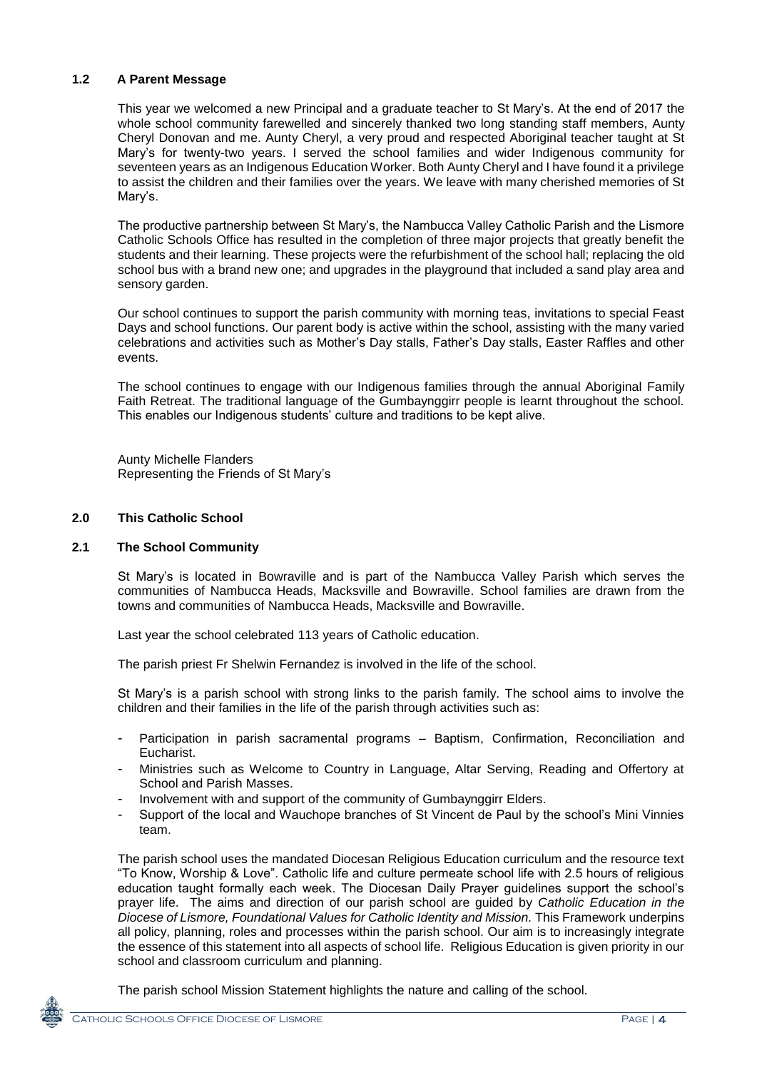### 1.2 A Parent Message

This year we welcomed a new Principal and a graduate teacher to St Mary's. At the end of 2017 the whole school community farewelled and sincerely thanked two long standing staff members, Aunty Cheryl Donovan and me. Aunty Cheryl, a very proud and respected Aboriginal teacher taught at St Mary's for twenty-two years. I served the school families and wider Indigenous community for seventeen years as an Indigenous Education Worker. Both Aunty Cheryl and I have found it a privilege to assist the children and their families over the years. We leave with many cherished memories of St Mary's.

The productive partnership between St Mary's, the Nambucca Valley Catholic Parish and the Lismore Catholic Schools Office has resulted in the completion of three major projects that greatly benefit the students and their learning. These projects were the refurbishment of the school hall; replacing the old school bus with a brand new one; and upgrades in the playground that included a sand play area and sensory garden.

Our school continues to support the parish community with morning teas, invitations to special Feast Days and school functions. Our parent body is active within the school, assisting with the many varied celebrations and activities such as Mother's Day stalls, Father's Day stalls, Easter Raffles and other events.

The school continues to engage with our Indigenous families through the annual Aboriginal Family Faith Retreat. The traditional language of the Gumbaynggirr people is learnt throughout the school. This enables our Indigenous students' culture and traditions to be kept alive.

Aunty Michelle Flanders
Representing the Friends of St Mary's

## 2.0 This Catholic School

### 2.1 The School Community

St Mary's is located in Bowraville and is part of the Nambucca Valley Parish which serves the communities of Nambucca Heads, Macksville and Bowraville. School families are drawn from the towns and communities of Nambucca Heads, Macksville and Bowraville.

Last year the school celebrated 113 years of Catholic education.

The parish priest Fr Shelwin Fernandez is involved in the life of the school.

St Mary's is a parish school with strong links to the parish family. The school aims to involve the children and their families in the life of the parish through activities such as:

- Participation in parish sacramental programs – Baptism, Confirmation, Reconciliation and Eucharist.
- Ministries such as Welcome to Country in Language, Altar Serving, Reading and Offertory at School and Parish Masses.
- Involvement with and support of the community of Gumbaynggirr Elders.
- Support of the local and Wauchope branches of St Vincent de Paul by the school's Mini Vinnies team.

The parish school uses the mandated Diocesan Religious Education curriculum and the resource text "To Know, Worship & Love". Catholic life and culture permeate school life with 2.5 hours of religious education taught formally each week. The Diocesan Daily Prayer guidelines support the school's prayer life. The aims and direction of our parish school are guided by *Catholic Education in the Diocese of Lismore, Foundational Values for Catholic Identity and Mission.* This Framework underpins all policy, planning, roles and processes within the parish school. Our aim is to increasingly integrate the essence of this statement into all aspects of school life. Religious Education is given priority in our school and classroom curriculum and planning.

The parish school Mission Statement highlights the nature and calling of the school.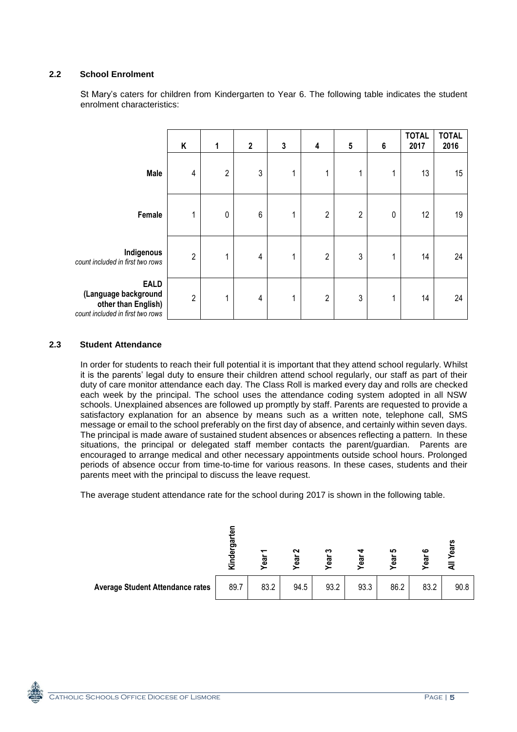## 2.2 School Enrolment

St Mary's caters for children from Kindergarten to Year 6. The following table indicates the student enrolment characteristics:

| | K | 1 | 2 | 3 | 4 | 5 | 6 | TOTAL 2017 | TOTAL 2016 |
|---|---|---|---|---|---|---|---|---|---|
| **Male** | 4 | 2 | 3 | 1 | 1 | 1 | 1 | 13 | 15 |
| **Female** | 1 | 0 | 6 | 1 | 2 | 2 | 0 | 12 | 19 |
| **Indigenous** *count included in first two rows* | 2 | 1 | 4 | 1 | 2 | 3 | 1 | 14 | 24 |
| **EALD (Language background other than English)** *count included in first two rows* | 2 | 1 | 4 | 1 | 2 | 3 | 1 | 14 | 24 |

## 2.3 Student Attendance

In order for students to reach their full potential it is important that they attend school regularly. Whilst it is the parents' legal duty to ensure their children attend school regularly, our staff as part of their duty of care monitor attendance each day. The Class Roll is marked every day and rolls are checked each week by the principal. The school uses the attendance coding system adopted in all NSW schools. Unexplained absences are followed up promptly by staff. Parents are requested to provide a satisfactory explanation for an absence by means such as a written note, telephone call, SMS message or email to the school preferably on the first day of absence, and certainly within seven days. The principal is made aware of sustained student absences or absences reflecting a pattern. In these situations, the principal or delegated staff member contacts the parent/guardian. Parents are encouraged to arrange medical and other necessary appointments outside school hours. Prolonged periods of absence occur from time-to-time for various reasons. In these cases, students and their parents meet with the principal to discuss the leave request.

The average student attendance rate for the school during 2017 is shown in the following table.

| | Kindergarten | Year 1 | Year 2 | Year 3 | Year 4 | Year 5 | Year 6 | All Years |
|---|---|---|---|---|---|---|---|---|
| **Average Student Attendance rates** | 89.7 | 83.2 | 94.5 | 93.2 | 93.3 | 86.2 | 83.2 | 90.8 |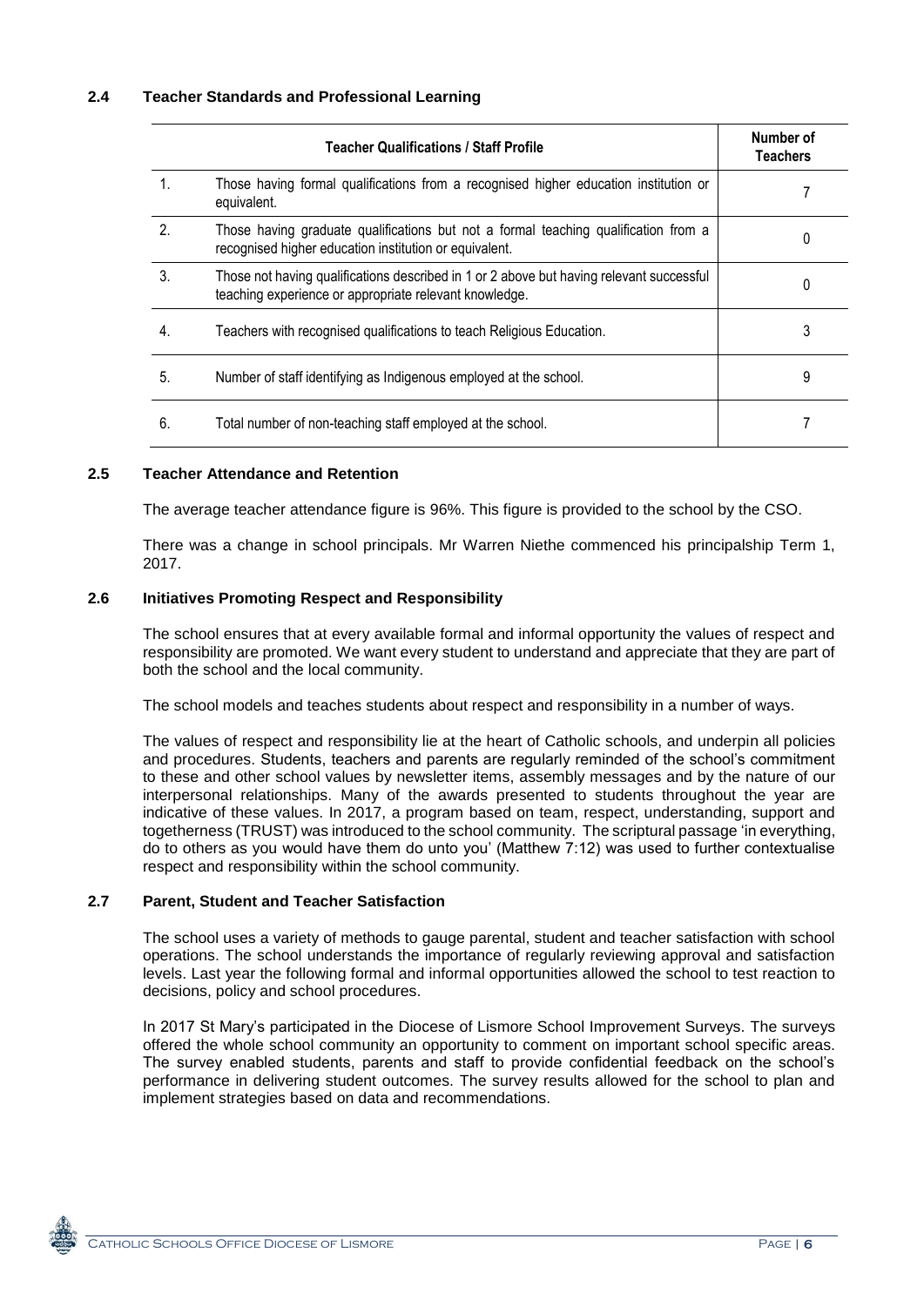### 2.4 Teacher Standards and Professional Learning

| | Teacher Qualifications / Staff Profile | Number of Teachers |
|---|---|---|
| 1. | Those having formal qualifications from a recognised higher education institution or equivalent. | 7 |
| 2. | Those having graduate qualifications but not a formal teaching qualification from a recognised higher education institution or equivalent. | 0 |
| 3. | Those not having qualifications described in 1 or 2 above but having relevant successful teaching experience or appropriate relevant knowledge. | 0 |
| 4. | Teachers with recognised qualifications to teach Religious Education. | 3 |
| 5. | Number of staff identifying as Indigenous employed at the school. | 9 |
| 6. | Total number of non-teaching staff employed at the school. | 7 |

### 2.5 Teacher Attendance and Retention

The average teacher attendance figure is 96%. This figure is provided to the school by the CSO.

There was a change in school principals. Mr Warren Niethe commenced his principalship Term 1, 2017.

### 2.6 Initiatives Promoting Respect and Responsibility

The school ensures that at every available formal and informal opportunity the values of respect and responsibility are promoted. We want every student to understand and appreciate that they are part of both the school and the local community.

The school models and teaches students about respect and responsibility in a number of ways.

The values of respect and responsibility lie at the heart of Catholic schools, and underpin all policies and procedures. Students, teachers and parents are regularly reminded of the school's commitment to these and other school values by newsletter items, assembly messages and by the nature of our interpersonal relationships. Many of the awards presented to students throughout the year are indicative of these values. In 2017, a program based on team, respect, understanding, support and togetherness (TRUST) was introduced to the school community. The scriptural passage 'in everything, do to others as you would have them do unto you' (Matthew 7:12) was used to further contextualise respect and responsibility within the school community.

### 2.7 Parent, Student and Teacher Satisfaction

The school uses a variety of methods to gauge parental, student and teacher satisfaction with school operations. The school understands the importance of regularly reviewing approval and satisfaction levels. Last year the following formal and informal opportunities allowed the school to test reaction to decisions, policy and school procedures.

In 2017 St Mary's participated in the Diocese of Lismore School Improvement Surveys. The surveys offered the whole school community an opportunity to comment on important school specific areas. The survey enabled students, parents and staff to provide confidential feedback on the school's performance in delivering student outcomes. The survey results allowed for the school to plan and implement strategies based on data and recommendations.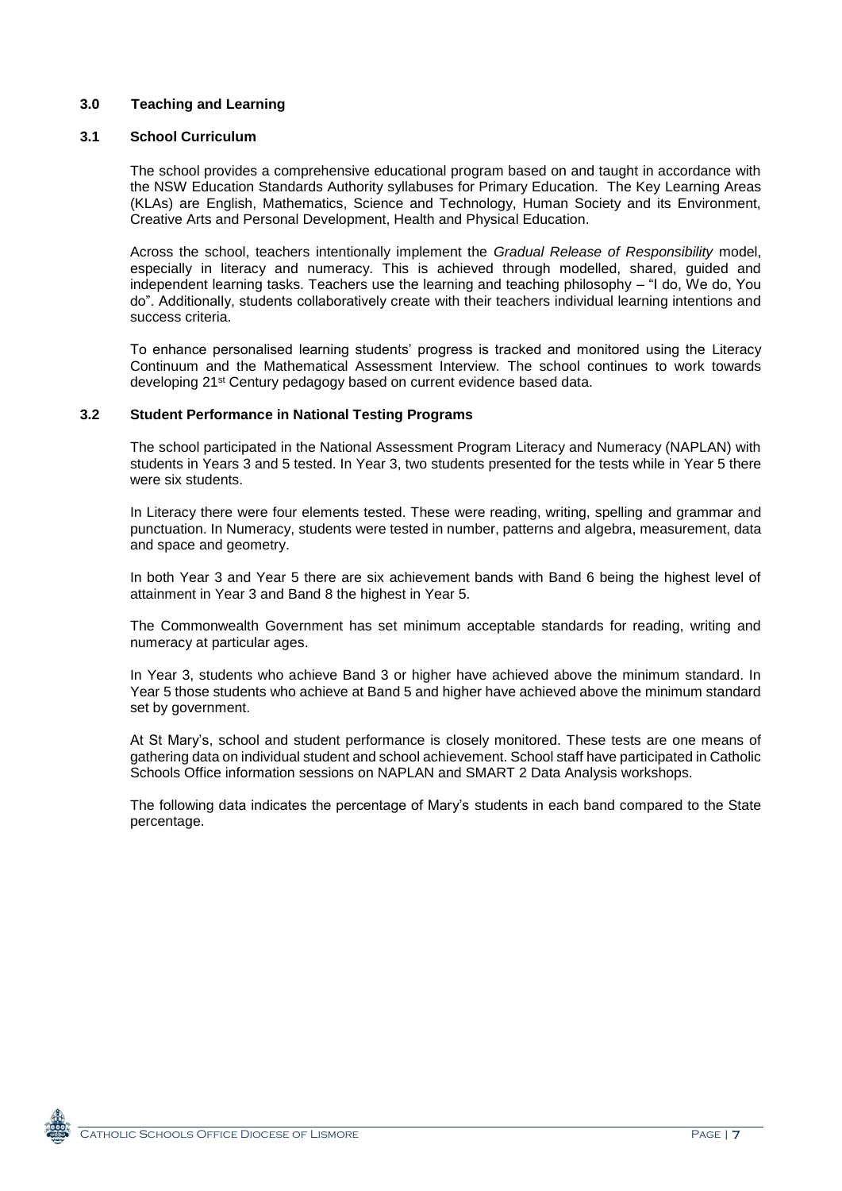## 3.0 Teaching and Learning

### 3.1 School Curriculum

The school provides a comprehensive educational program based on and taught in accordance with the NSW Education Standards Authority syllabuses for Primary Education. The Key Learning Areas (KLAs) are English, Mathematics, Science and Technology, Human Society and its Environment, Creative Arts and Personal Development, Health and Physical Education.

Across the school, teachers intentionally implement the *Gradual Release of Responsibility* model, especially in literacy and numeracy. This is achieved through modelled, shared, guided and independent learning tasks. Teachers use the learning and teaching philosophy – "I do, We do, You do". Additionally, students collaboratively create with their teachers individual learning intentions and success criteria.

To enhance personalised learning students' progress is tracked and monitored using the Literacy Continuum and the Mathematical Assessment Interview. The school continues to work towards developing 21st Century pedagogy based on current evidence based data.

### 3.2 Student Performance in National Testing Programs

The school participated in the National Assessment Program Literacy and Numeracy (NAPLAN) with students in Years 3 and 5 tested. In Year 3, two students presented for the tests while in Year 5 there were six students.

In Literacy there were four elements tested. These were reading, writing, spelling and grammar and punctuation. In Numeracy, students were tested in number, patterns and algebra, measurement, data and space and geometry.

In both Year 3 and Year 5 there are six achievement bands with Band 6 being the highest level of attainment in Year 3 and Band 8 the highest in Year 5.

The Commonwealth Government has set minimum acceptable standards for reading, writing and numeracy at particular ages.

In Year 3, students who achieve Band 3 or higher have achieved above the minimum standard. In Year 5 those students who achieve at Band 5 and higher have achieved above the minimum standard set by government.

At St Mary's, school and student performance is closely monitored. These tests are one means of gathering data on individual student and school achievement. School staff have participated in Catholic Schools Office information sessions on NAPLAN and SMART 2 Data Analysis workshops.

The following data indicates the percentage of Mary's students in each band compared to the State percentage.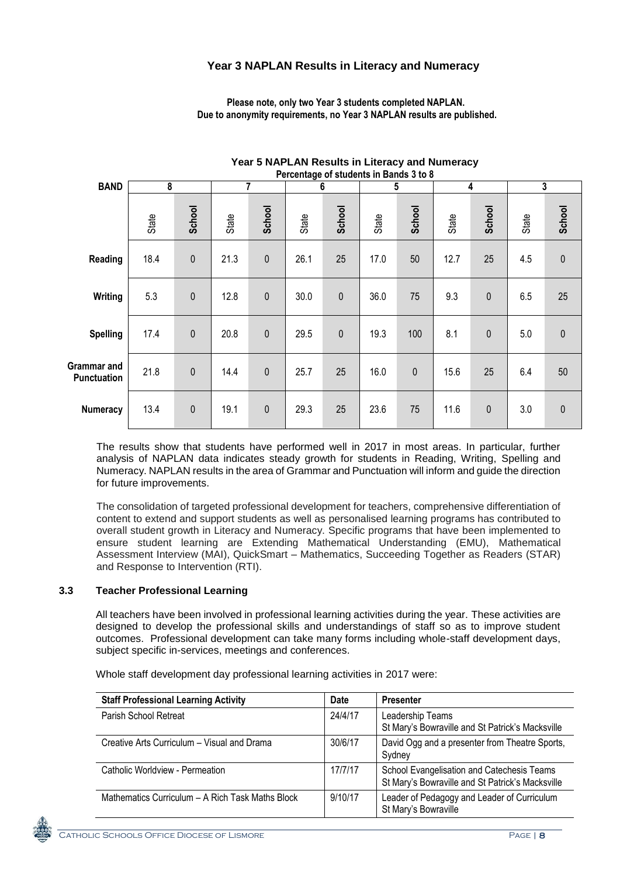## Year 3 NAPLAN Results in Literacy and Numeracy

**Please note, only two Year 3 students completed NAPLAN.**
**Due to anonymity requirements, no Year 3 NAPLAN results are published.**

## Year 5 NAPLAN Results in Literacy and Numeracy

**Percentage of students in Bands 3 to 8**

| BAND | 8 | | 7 | | 6 | | 5 | | 4 | | 3 | |
|---|---|---|---|---|---|---|---|---|---|---|---|---|
| | State | **School** | State | **School** | State | **School** | State | **School** | State | **School** | State | **School** |
| **Reading** | 18.4 | 0 | 21.3 | 0 | 26.1 | 25 | 17.0 | 50 | 12.7 | 25 | 4.5 | 0 |
| **Writing** | 5.3 | 0 | 12.8 | 0 | 30.0 | 0 | 36.0 | 75 | 9.3 | 0 | 6.5 | 25 |
| **Spelling** | 17.4 | 0 | 20.8 | 0 | 29.5 | 0 | 19.3 | 100 | 8.1 | 0 | 5.0 | 0 |
| **Grammar and Punctuation** | 21.8 | 0 | 14.4 | 0 | 25.7 | 25 | 16.0 | 0 | 15.6 | 25 | 6.4 | 50 |
| **Numeracy** | 13.4 | 0 | 19.1 | 0 | 29.3 | 25 | 23.6 | 75 | 11.6 | 0 | 3.0 | 0 |

The results show that students have performed well in 2017 in most areas. In particular, further analysis of NAPLAN data indicates steady growth for students in Reading, Writing, Spelling and Numeracy. NAPLAN results in the area of Grammar and Punctuation will inform and guide the direction for future improvements.

The consolidation of targeted professional development for teachers, comprehensive differentiation of content to extend and support students as well as personalised learning programs has contributed to overall student growth in Literacy and Numeracy. Specific programs that have been implemented to ensure student learning are Extending Mathematical Understanding (EMU), Mathematical Assessment Interview (MAI), QuickSmart – Mathematics, Succeeding Together as Readers (STAR) and Response to Intervention (RTI).

### 3.3 Teacher Professional Learning

All teachers have been involved in professional learning activities during the year. These activities are designed to develop the professional skills and understandings of staff so as to improve student outcomes. Professional development can take many forms including whole-staff development days, subject specific in-services, meetings and conferences.

Whole staff development day professional learning activities in 2017 were:

| Staff Professional Learning Activity | Date | Presenter |
|---|---|---|
| Parish School Retreat | 24/4/17 | Leadership Teams St Mary's Bowraville and St Patrick's Macksville |
| Creative Arts Curriculum – Visual and Drama | 30/6/17 | David Ogg and a presenter from Theatre Sports, Sydney |
| Catholic Worldview - Permeation | 17/7/17 | School Evangelisation and Catechesis Teams St Mary's Bowraville and St Patrick's Macksville |
| Mathematics Curriculum – A Rich Task Maths Block | 9/10/17 | Leader of Pedagogy and Leader of Curriculum St Mary's Bowraville |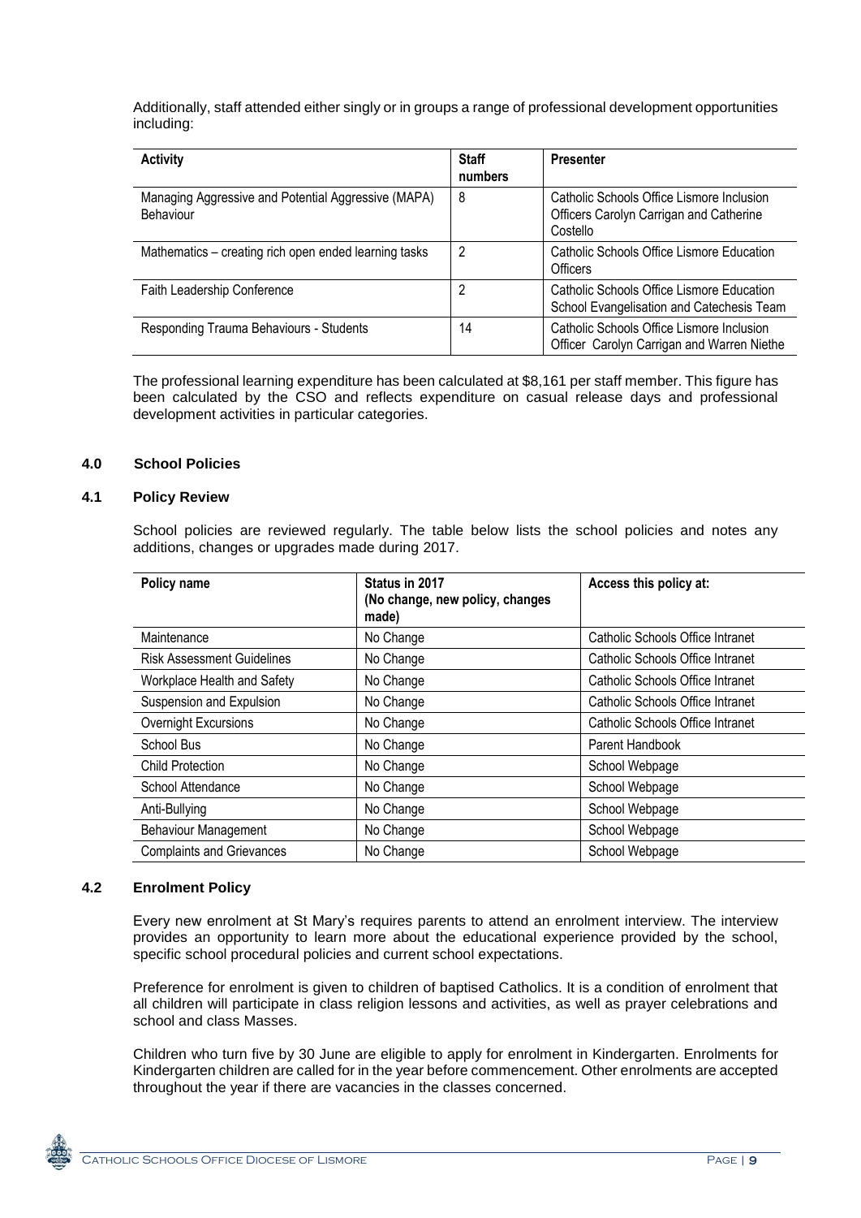Additionally, staff attended either singly or in groups a range of professional development opportunities including:

| Activity | Staff numbers | Presenter |
|---|---|---|
| Managing Aggressive and Potential Aggressive (MAPA) Behaviour | 8 | Catholic Schools Office Lismore Inclusion Officers Carolyn Carrigan and Catherine Costello |
| Mathematics – creating rich open ended learning tasks | 2 | Catholic Schools Office Lismore Education Officers |
| Faith Leadership Conference | 2 | Catholic Schools Office Lismore Education School Evangelisation and Catechesis Team |
| Responding Trauma Behaviours - Students | 14 | Catholic Schools Office Lismore Inclusion Officer Carolyn Carrigan and Warren Niethe |

The professional learning expenditure has been calculated at $8,161 per staff member. This figure has been calculated by the CSO and reflects expenditure on casual release days and professional development activities in particular categories.

## 4.0 School Policies

### 4.1 Policy Review

School policies are reviewed regularly. The table below lists the school policies and notes any additions, changes or upgrades made during 2017.

| Policy name | Status in 2017 (No change, new policy, changes made) | Access this policy at: |
|---|---|---|
| Maintenance | No Change | Catholic Schools Office Intranet |
| Risk Assessment Guidelines | No Change | Catholic Schools Office Intranet |
| Workplace Health and Safety | No Change | Catholic Schools Office Intranet |
| Suspension and Expulsion | No Change | Catholic Schools Office Intranet |
| Overnight Excursions | No Change | Catholic Schools Office Intranet |
| School Bus | No Change | Parent Handbook |
| Child Protection | No Change | School Webpage |
| School Attendance | No Change | School Webpage |
| Anti-Bullying | No Change | School Webpage |
| Behaviour Management | No Change | School Webpage |
| Complaints and Grievances | No Change | School Webpage |

### 4.2 Enrolment Policy

Every new enrolment at St Mary's requires parents to attend an enrolment interview. The interview provides an opportunity to learn more about the educational experience provided by the school, specific school procedural policies and current school expectations.

Preference for enrolment is given to children of baptised Catholics. It is a condition of enrolment that all children will participate in class religion lessons and activities, as well as prayer celebrations and school and class Masses.

Children who turn five by 30 June are eligible to apply for enrolment in Kindergarten. Enrolments for Kindergarten children are called for in the year before commencement. Other enrolments are accepted throughout the year if there are vacancies in the classes concerned.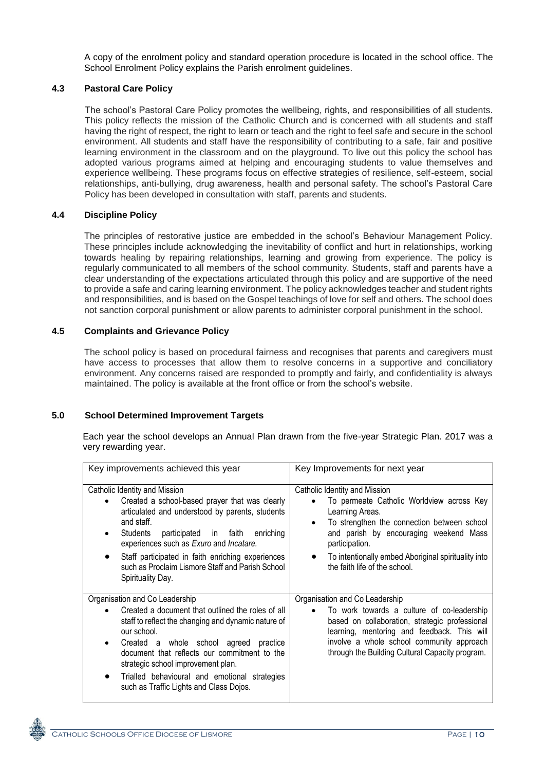A copy of the enrolment policy and standard operation procedure is located in the school office. The School Enrolment Policy explains the Parish enrolment guidelines.

### 4.3 Pastoral Care Policy

The school's Pastoral Care Policy promotes the wellbeing, rights, and responsibilities of all students. This policy reflects the mission of the Catholic Church and is concerned with all students and staff having the right of respect, the right to learn or teach and the right to feel safe and secure in the school environment. All students and staff have the responsibility of contributing to a safe, fair and positive learning environment in the classroom and on the playground. To live out this policy the school has adopted various programs aimed at helping and encouraging students to value themselves and experience wellbeing. These programs focus on effective strategies of resilience, self-esteem, social relationships, anti-bullying, drug awareness, health and personal safety. The school's Pastoral Care Policy has been developed in consultation with staff, parents and students.

### 4.4 Discipline Policy

The principles of restorative justice are embedded in the school's Behaviour Management Policy. These principles include acknowledging the inevitability of conflict and hurt in relationships, working towards healing by repairing relationships, learning and growing from experience. The policy is regularly communicated to all members of the school community. Students, staff and parents have a clear understanding of the expectations articulated through this policy and are supportive of the need to provide a safe and caring learning environment. The policy acknowledges teacher and student rights and responsibilities, and is based on the Gospel teachings of love for self and others. The school does not sanction corporal punishment or allow parents to administer corporal punishment in the school.

### 4.5 Complaints and Grievance Policy

The school policy is based on procedural fairness and recognises that parents and caregivers must have access to processes that allow them to resolve concerns in a supportive and conciliatory environment. Any concerns raised are responded to promptly and fairly, and confidentiality is always maintained. The policy is available at the front office or from the school's website.

## 5.0 School Determined Improvement Targets

Each year the school develops an Annual Plan drawn from the five-year Strategic Plan. 2017 was a very rewarding year.

| Key improvements achieved this year | Key Improvements for next year |
| --- | --- |
| Catholic Identity and Mission<br>• Created a school-based prayer that was clearly articulated and understood by parents, students and staff.<br>• Students participated in faith enriching experiences such as *Exuro* and *Incatare.*<br>• Staff participated in faith enriching experiences such as Proclaim Lismore Staff and Parish School Spirituality Day. | Catholic Identity and Mission<br>• To permeate Catholic Worldview across Key Learning Areas.<br>• To strengthen the connection between school and parish by encouraging weekend Mass participation.<br>• To intentionally embed Aboriginal spirituality into the faith life of the school. |
| Organisation and Co Leadership<br>• Created a document that outlined the roles of all staff to reflect the changing and dynamic nature of our school.<br>• Created a whole school agreed practice document that reflects our commitment to the strategic school improvement plan.<br>• Trialled behavioural and emotional strategies such as Traffic Lights and Class Dojos. | Organisation and Co Leadership<br>• To work towards a culture of co-leadership based on collaboration, strategic professional learning, mentoring and feedback. This will involve a whole school community approach through the Building Cultural Capacity program. |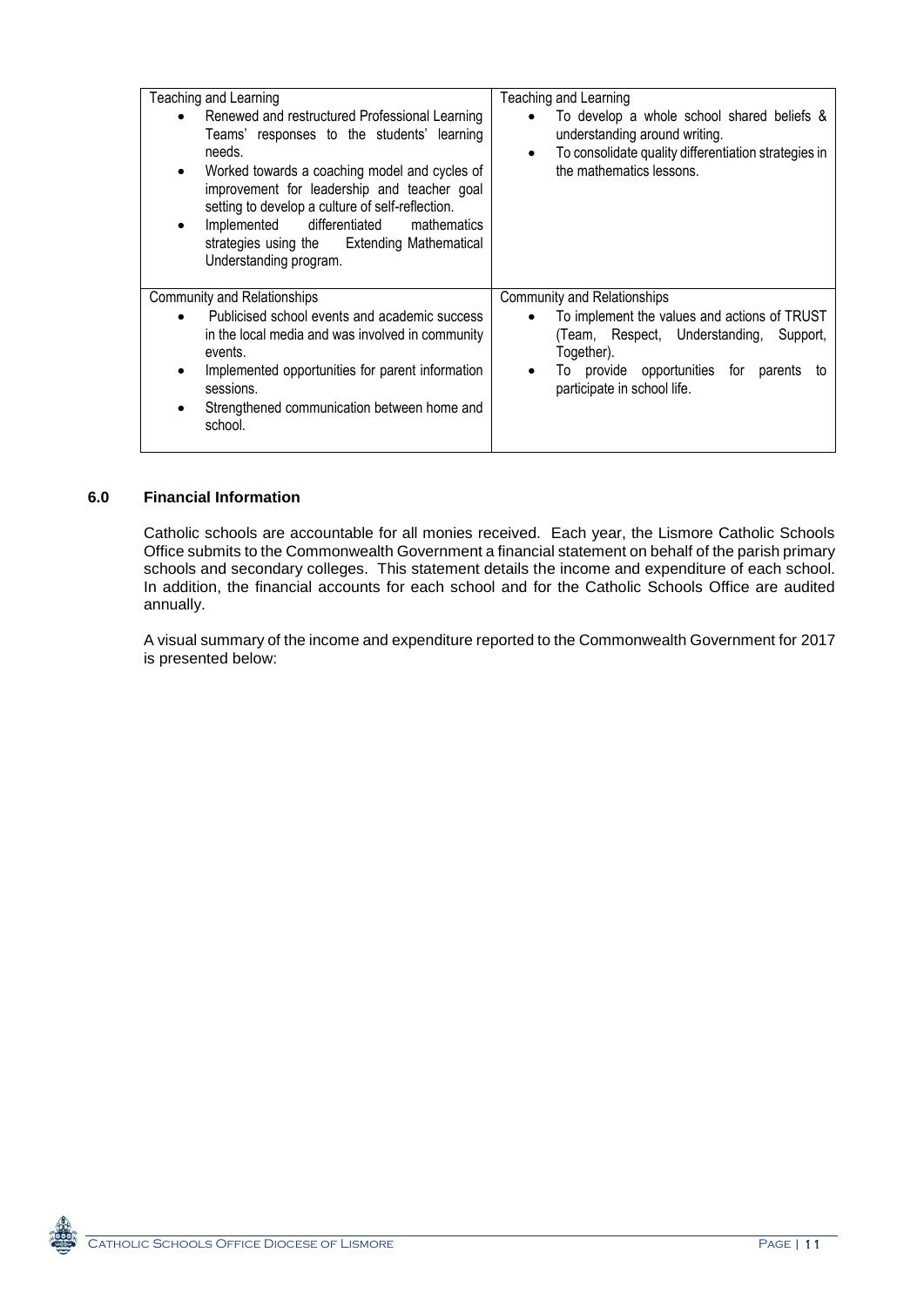| Teaching and Learning<br>• Renewed and restructured Professional Learning Teams' responses to the students' learning needs.<br>• Worked towards a coaching model and cycles of improvement for leadership and teacher goal setting to develop a culture of self-reflection.<br>• Implemented differentiated mathematics strategies using the Extending Mathematical Understanding program. | Teaching and Learning<br>• To develop a whole school shared beliefs & understanding around writing.<br>• To consolidate quality differentiation strategies in the mathematics lessons. |
|---|---|
| Community and Relationships<br>• Publicised school events and academic success in the local media and was involved in community events.<br>• Implemented opportunities for parent information sessions.<br>• Strengthened communication between home and school. | Community and Relationships<br>• To implement the values and actions of TRUST (Team, Respect, Understanding, Support, Together).<br>• To provide opportunities for parents to participate in school life. |

## 6.0 Financial Information

Catholic schools are accountable for all monies received. Each year, the Lismore Catholic Schools Office submits to the Commonwealth Government a financial statement on behalf of the parish primary schools and secondary colleges. This statement details the income and expenditure of each school. In addition, the financial accounts for each school and for the Catholic Schools Office are audited annually.

A visual summary of the income and expenditure reported to the Commonwealth Government for 2017 is presented below: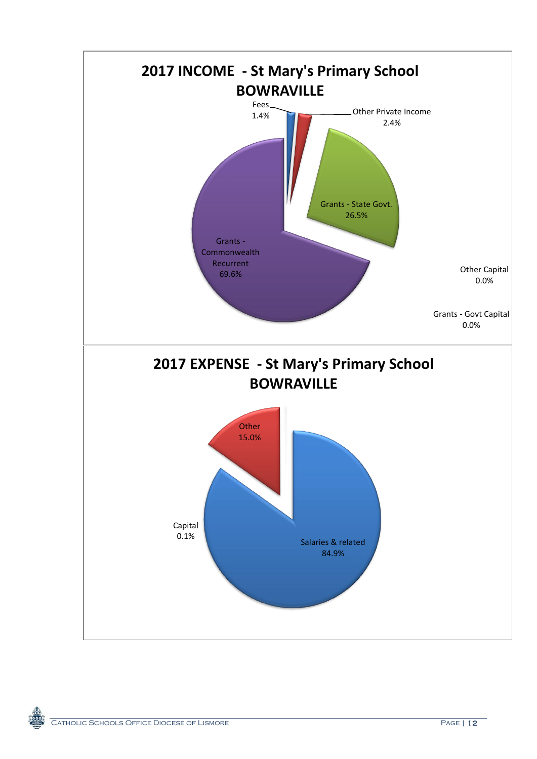## 2017 INCOME - St Mary's Primary School BOWRAVILLE

Fees 1.4%

Other Private Income 2.4%

Grants - State Govt. 26.5%

Grants - Commonwealth Recurrent 69.6%

Other Capital 0.0%

Grants - Govt Capital 0.0%

## 2017 EXPENSE - St Mary's Primary School BOWRAVILLE

Other 15.0%

Capital 0.1%

Salaries & related 84.9%